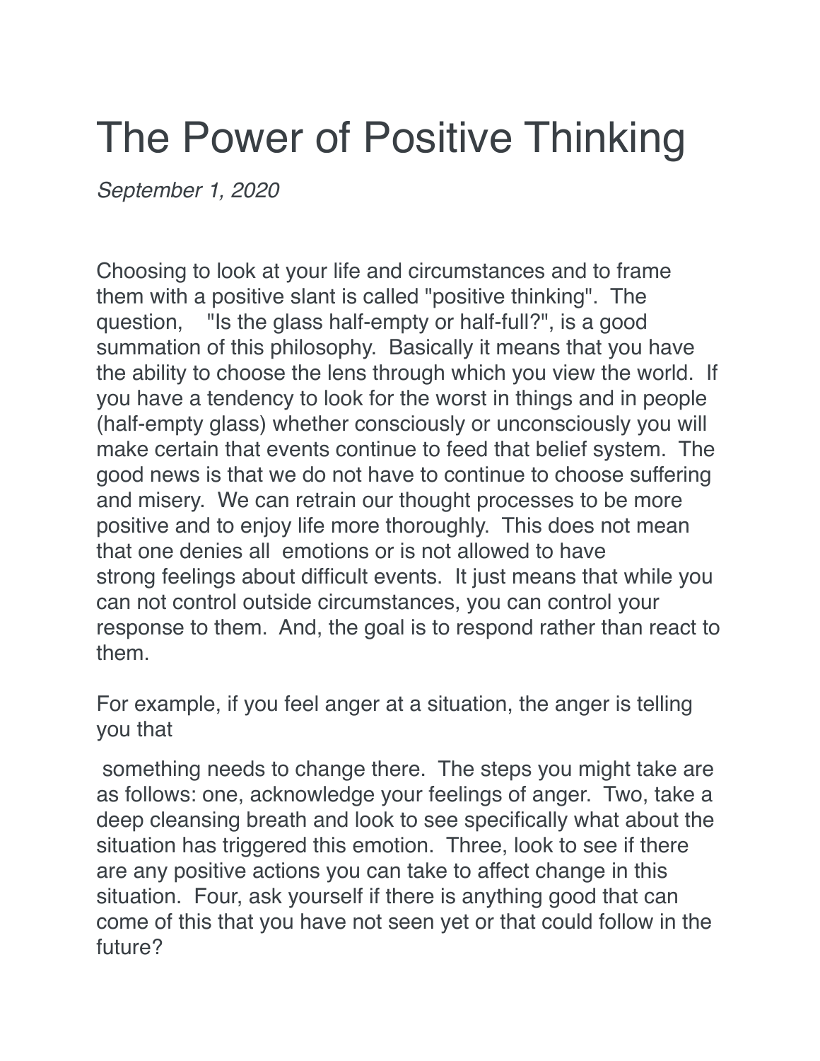# The Power of Positive Thinking

*September 1, 2020*

Choosing to look at your life and circumstances and to frame them with a positive slant is called "positive thinking". The question, "Is the glass half-empty or half-full?", is a good summation of this philosophy. Basically it means that you have the ability to choose the lens through which you view the world. If you have a tendency to look for the worst in things and in people (half-empty glass) whether consciously or unconsciously you will make certain that events continue to feed that belief system. The good news is that we do not have to continue to choose suffering and misery. We can retrain our thought processes to be more positive and to enjoy life more thoroughly. This does not mean that one denies all emotions or is not allowed to have strong feelings about difficult events. It just means that while you can not control outside circumstances, you can control your response to them. And, the goal is to respond rather than react to them.

For example, if you feel anger at a situation, the anger is telling you that

something needs to change there. The steps you might take are as follows: one, acknowledge your feelings of anger. Two, take a deep cleansing breath and look to see specifically what about the situation has triggered this emotion. Three, look to see if there are any positive actions you can take to affect change in this situation. Four, ask yourself if there is anything good that can come of this that you have not seen yet or that could follow in the future?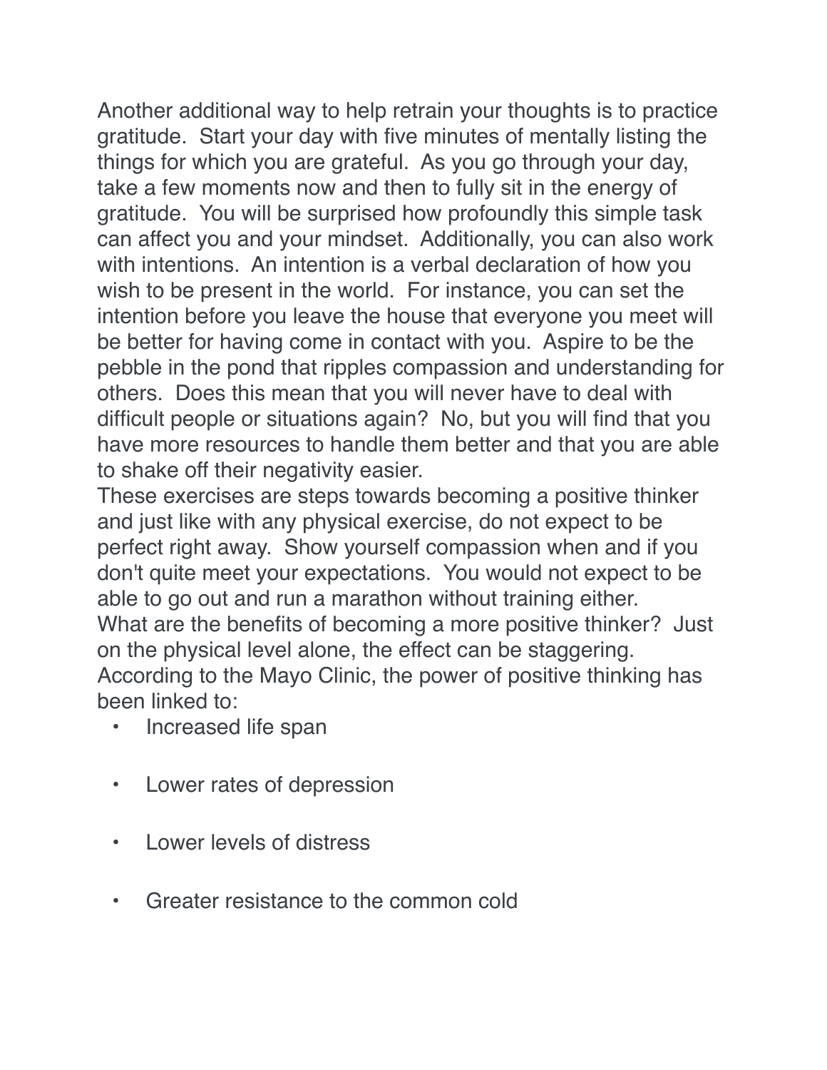Another additional way to help retrain your thoughts is to practice gratitude. Start your day with five minutes of mentally listing the things for which you are grateful. As you go through your day, take a few moments now and then to fully sit in the energy of gratitude. You will be surprised how profoundly this simple task can affect you and your mindset. Additionally, you can also work with intentions. An intention is a verbal declaration of how you wish to be present in the world. For instance, you can set the intention before you leave the house that everyone you meet will be better for having come in contact with you. Aspire to be the pebble in the pond that ripples compassion and understanding for others. Does this mean that you will never have to deal with difficult people or situations again? No, but you will find that you have more resources to handle them better and that you are able to shake off their negativity easier.

These exercises are steps towards becoming a positive thinker and just like with any physical exercise, do not expect to be perfect right away. Show yourself compassion when and if you don't quite meet your expectations. You would not expect to be able to go out and run a marathon without training either.

What are the benefits of becoming a more positive thinker? Just on the physical level alone, the effect can be staggering. According to the Mayo Clinic, the power of positive thinking has been linked to:

- Increased life span
- Lower rates of depression
- Lower levels of distress
- Greater resistance to the common cold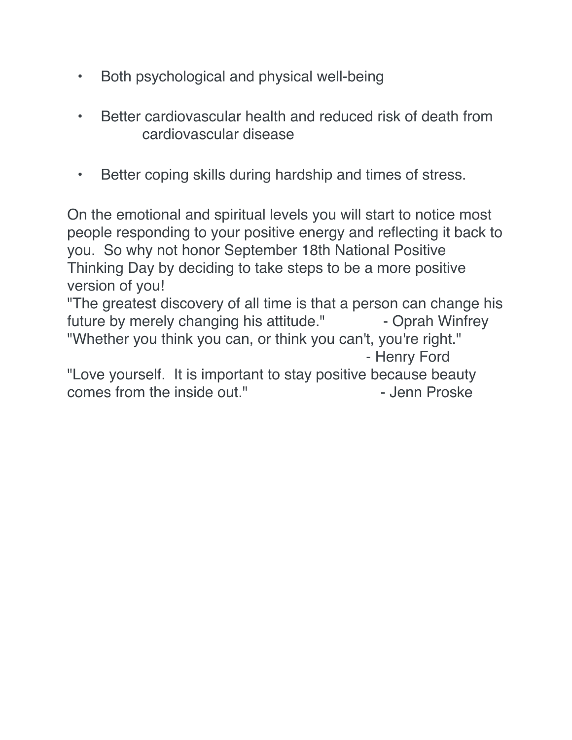- Both psychological and physical well-being
- Better cardiovascular health and reduced risk of death from cardiovascular disease
- Better coping skills during hardship and times of stress.

On the emotional and spiritual levels you will start to notice most people responding to your positive energy and reflecting it back to you. So why not honor September 18th National Positive Thinking Day by deciding to take steps to be a more positive version of you!

"The greatest discovery of all time is that a person can change his future by merely changing his attitude." - Oprah Winfrey

"Whether you think you can, or think you can't, you're right." - Henry Ford

"Love yourself. It is important to stay positive because beauty comes from the inside out." - Jenn Proske